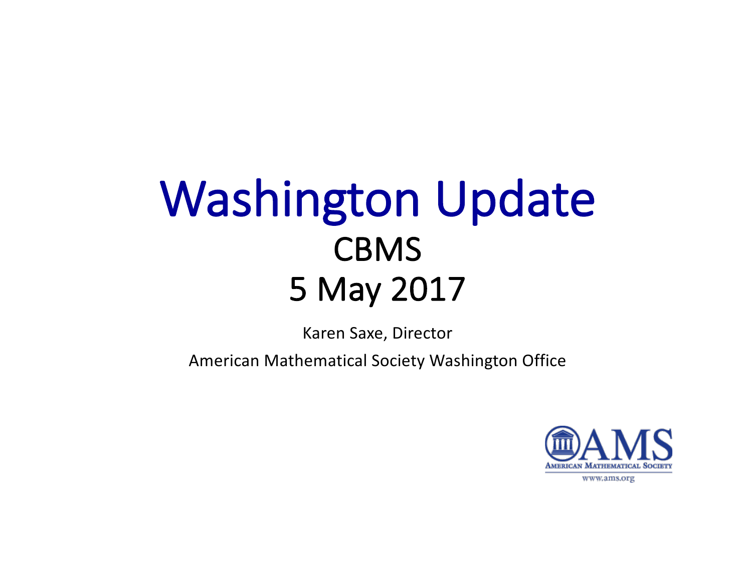# Washington Update

## CBMS

## 5 May 2017

Karen Saxe, Director

American Mathematical Society Washington Office

AMS
American Mathematical Society
www.ams.org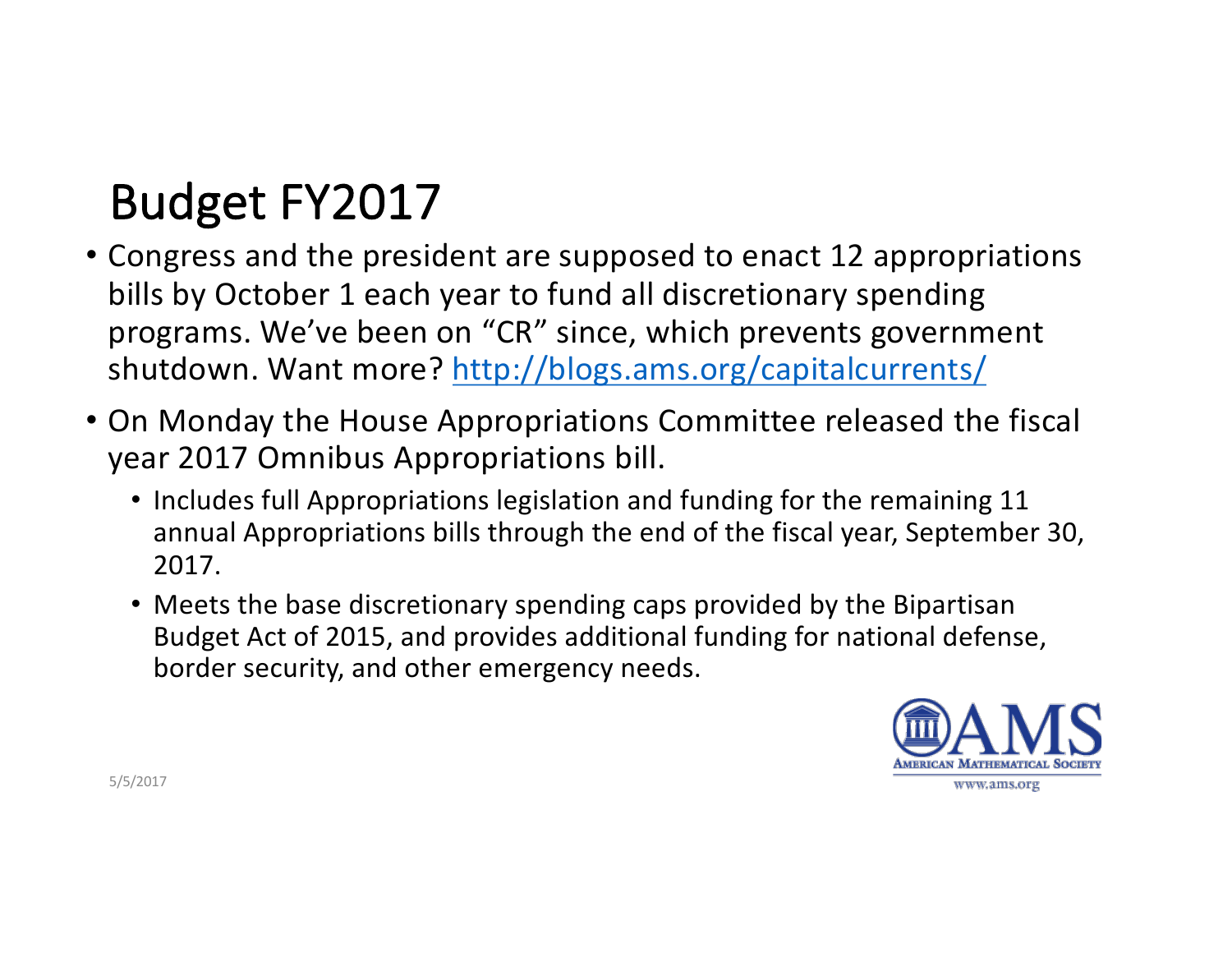# Budget FY2017

- Congress and the president are supposed to enact 12 appropriations bills by October 1 each year to fund all discretionary spending programs. We've been on "CR" since, which prevents government shutdown. Want more? http://blogs.ams.org/capitalcurrents/
- On Monday the House Appropriations Committee released the fiscal year 2017 Omnibus Appropriations bill.
  - Includes full Appropriations legislation and funding for the remaining 11 annual Appropriations bills through the end of the fiscal year, September 30, 2017.
  - Meets the base discretionary spending caps provided by the Bipartisan Budget Act of 2015, and provides additional funding for national defense, border security, and other emergency needs.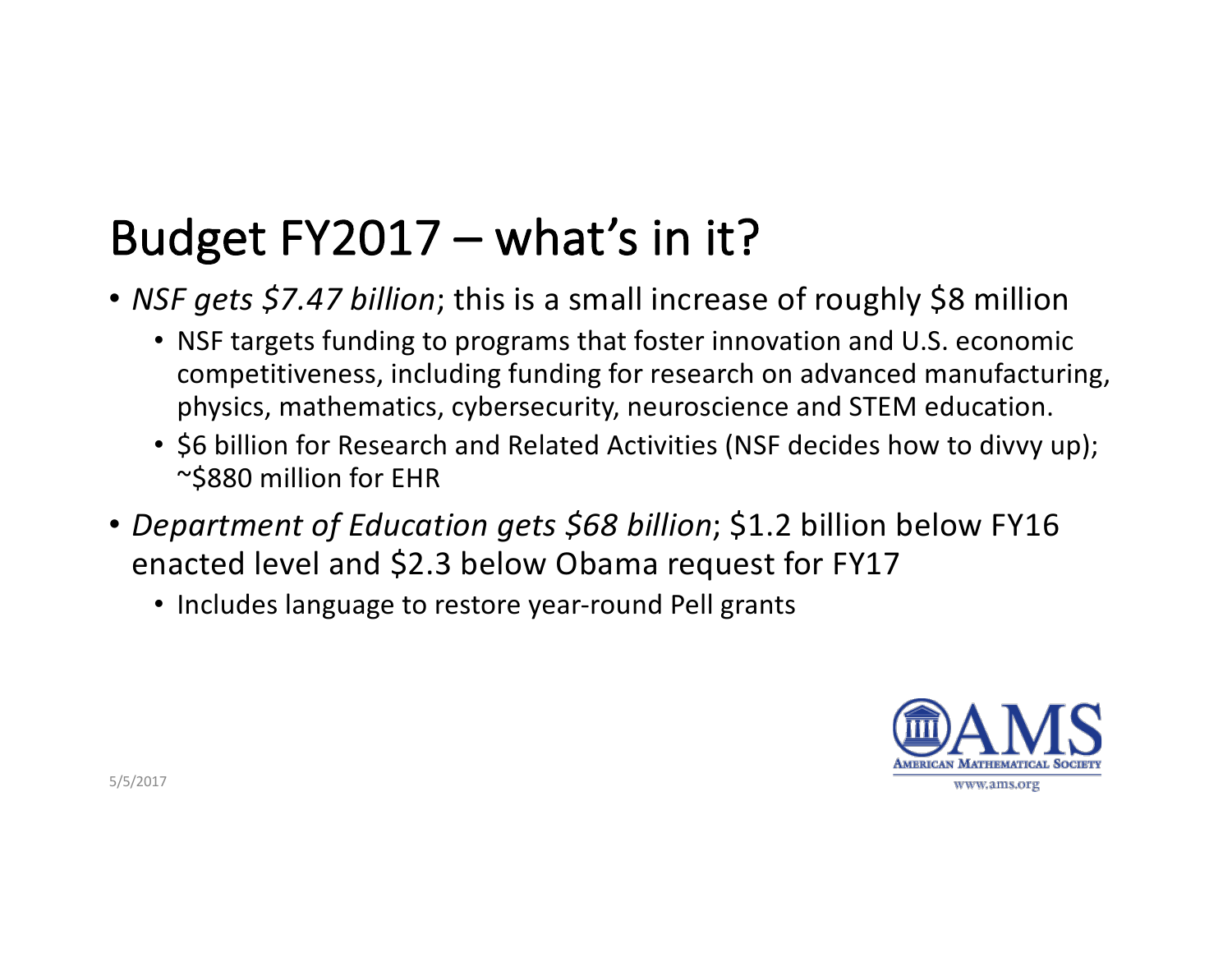# Budget FY2017 – what's in it?

- *NSF gets $7.47 billion*; this is a small increase of roughly $8 million
  - NSF targets funding to programs that foster innovation and U.S. economic competitiveness, including funding for research on advanced manufacturing, physics, mathematics, cybersecurity, neuroscience and STEM education.
  - $6 billion for Research and Related Activities (NSF decides how to divvy up); ~$880 million for EHR
- *Department of Education gets $68 billion*; $1.2 billion below FY16 enacted level and $2.3 below Obama request for FY17
  - Includes language to restore year-round Pell grants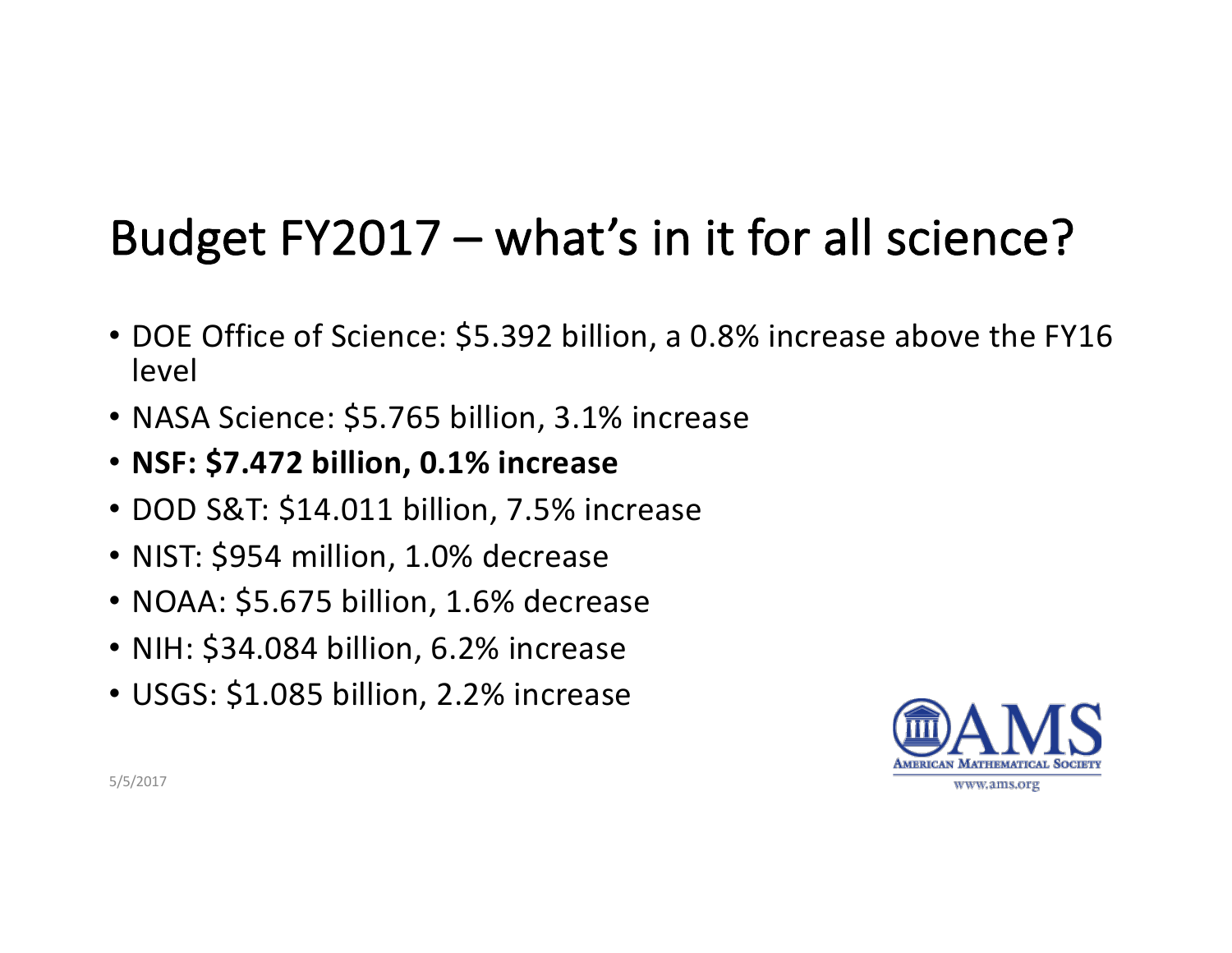# Budget FY2017 – what's in it for all science?

- DOE Office of Science: $5.392 billion, a 0.8% increase above the FY16 level
- NASA Science: $5.765 billion, 3.1% increase
- **NSF: $7.472 billion, 0.1% increase**
- DOD S&T: $14.011 billion, 7.5% increase
- NIST: $954 million, 1.0% decrease
- NOAA: $5.675 billion, 1.6% decrease
- NIH: $34.084 billion, 6.2% increase
- USGS: $1.085 billion, 2.2% increase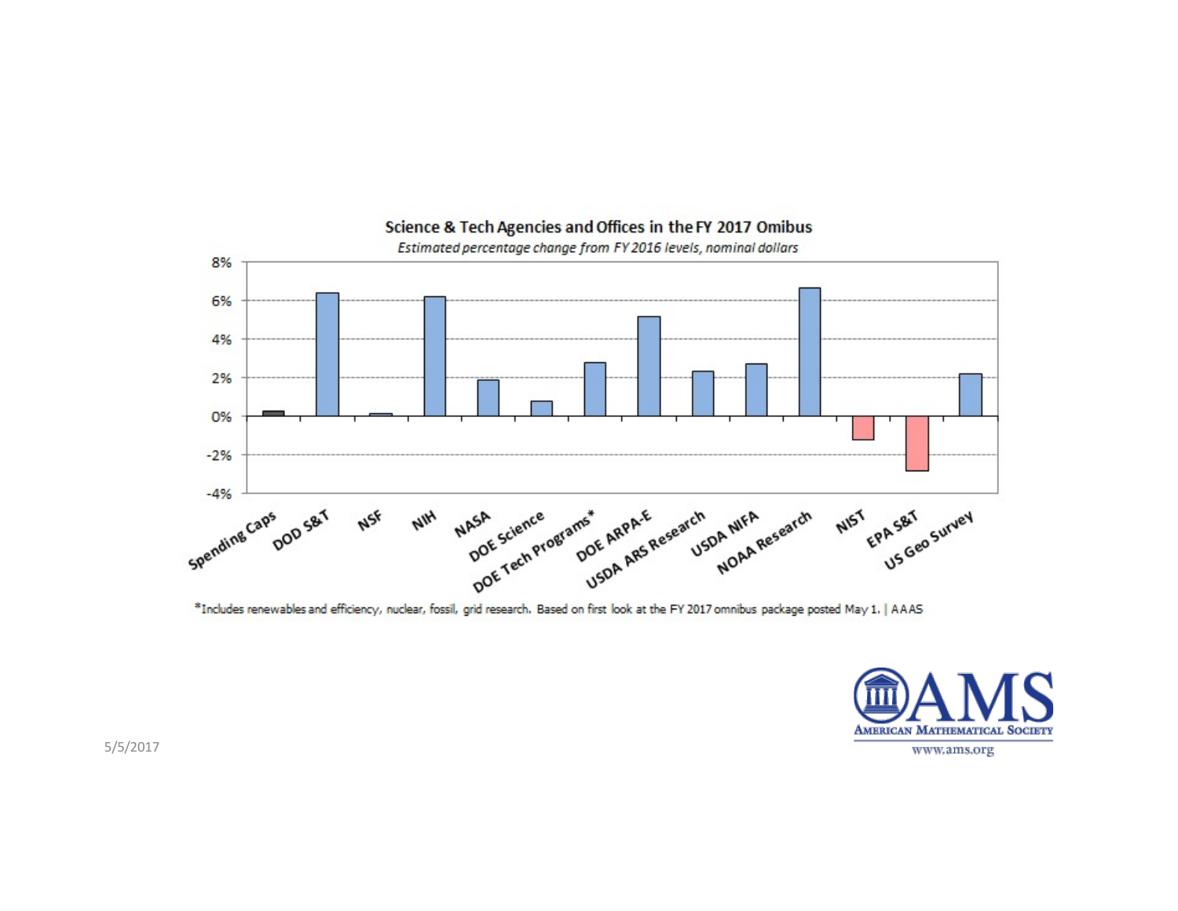**Science & Tech Agencies and Offices in the FY 2017 Omibus**

*Estimated percentage change from FY 2016 levels, nominal dollars*

| Agency/Office | Estimated % change |
| --- | --- |
| Spending Caps | ~0.3% |
| DOD S&T | ~6.4% |
| NSF | ~0.1% |
| NIH | ~6.2% |
| NASA | ~1.9% |
| DOE Science | ~0.8% |
| DOE Tech Programs* | ~2.8% |
| DOE ARPA-E | ~5.2% |
| USDA ARS Research | ~2.3% |
| USDA NIFA | ~2.7% |
| NOAA Research | ~6.7% |
| NIST | ~-1.2% |
| EPA S&T | ~-2.8% |
| US Geo Survey | ~2.2% |

*Includes renewables and efficiency, nuclear, fossil, grid research. Based on first look at the FY 2017 omnibus package posted May 1. | AAAS

5/5/2017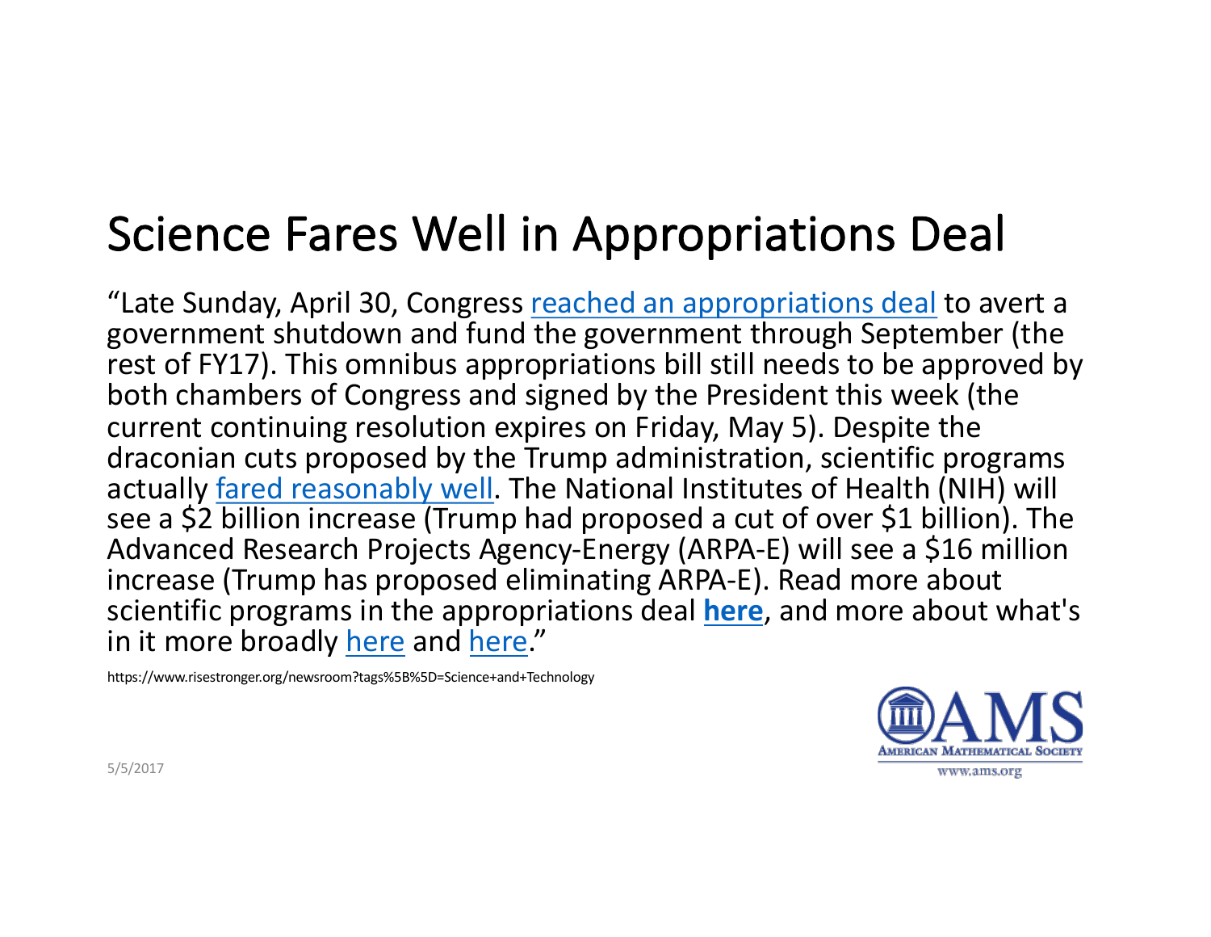# Science Fares Well in Appropriations Deal

"Late Sunday, April 30, Congress reached an appropriations deal to avert a government shutdown and fund the government through September (the rest of FY17). This omnibus appropriations bill still needs to be approved by both chambers of Congress and signed by the President this week (the current continuing resolution expires on Friday, May 5). Despite the draconian cuts proposed by the Trump administration, scientific programs actually fared reasonably well. The National Institutes of Health (NIH) will see a $2 billion increase (Trump had proposed a cut of over $1 billion). The Advanced Research Projects Agency-Energy (ARPA-E) will see a $16 million increase (Trump has proposed eliminating ARPA-E). Read more about scientific programs in the appropriations deal **here**, and more about what's in it more broadly here and here."

https://www.risestronger.org/newsroom?tags%5B%5D=Science+and+Technology

5/5/2017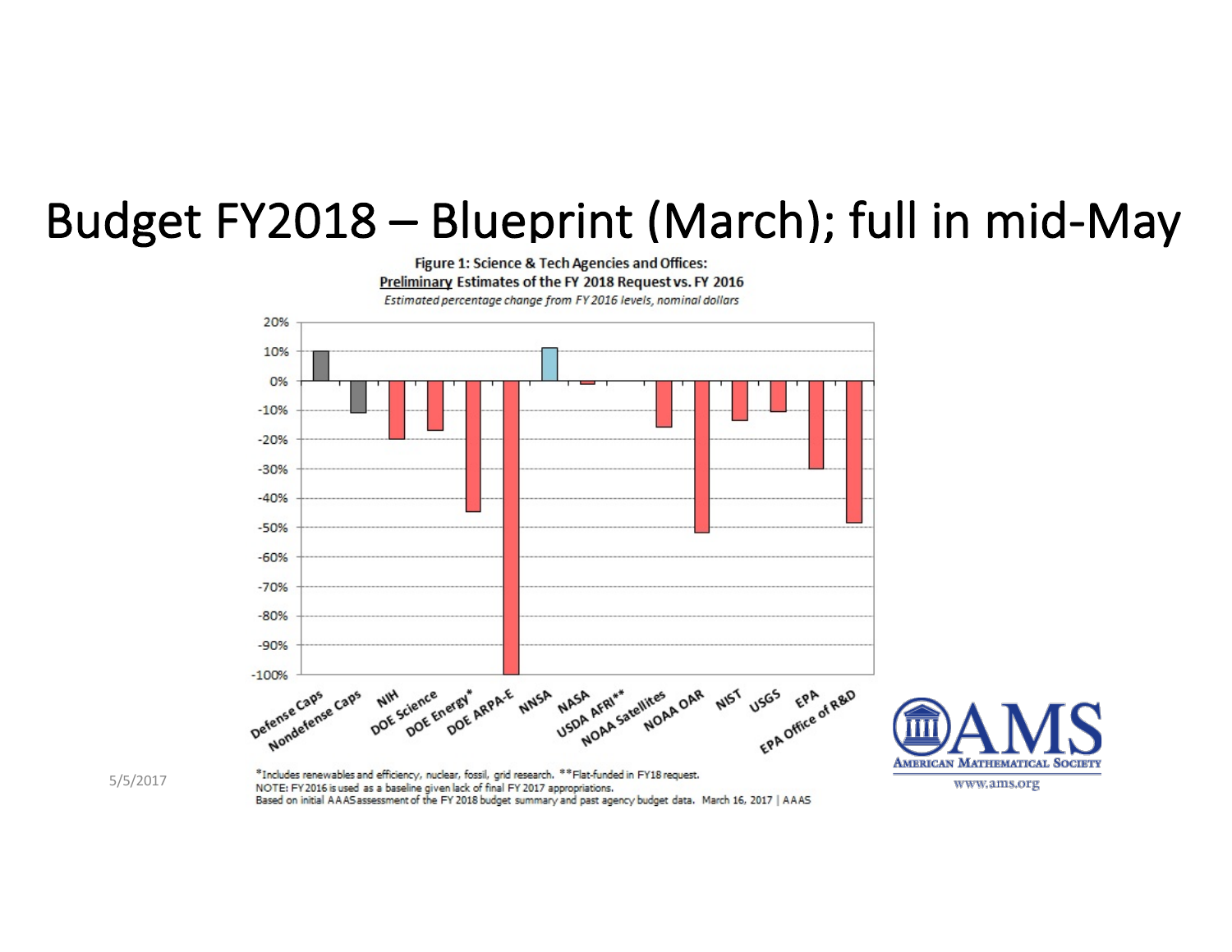# Budget FY2018 – Blueprint (March); full in mid-May

**Figure 1: Science & Tech Agencies and Offices:**
**Preliminary Estimates of the FY 2018 Request vs. FY 2016**
*Estimated percentage change from FY 2016 levels, nominal dollars*

| Agency/Office | Estimated % change (approx.) |
|---|---|
| Defense Caps | 10% |
| Nondefense Caps | -11% |
| NIH | -20% |
| DOE Science | -17% |
| DOE Energy* | -45% |
| DOE ARPA-E | -100% |
| NNSA | 11% |
| NASA | -1% |
| USDA AFRI** | 0% |
| NOAA Satellites | -16% |
| NOAA OAR | -52% |
| NIST | -14% |
| USGS | -11% |
| EPA | -30% |
| EPA Office of R&D | -48% |

*Includes renewables and efficiency, nuclear, fossil, grid research. **Flat-funded in FY18 request.
NOTE: FY2016 is used as a baseline given lack of final FY 2017 appropriations.
Based on initial AAAS assessment of the FY 2018 budget summary and past agency budget data. March 16, 2017 | AAAS

5/5/2017

AMS American Mathematical Society
www.ams.org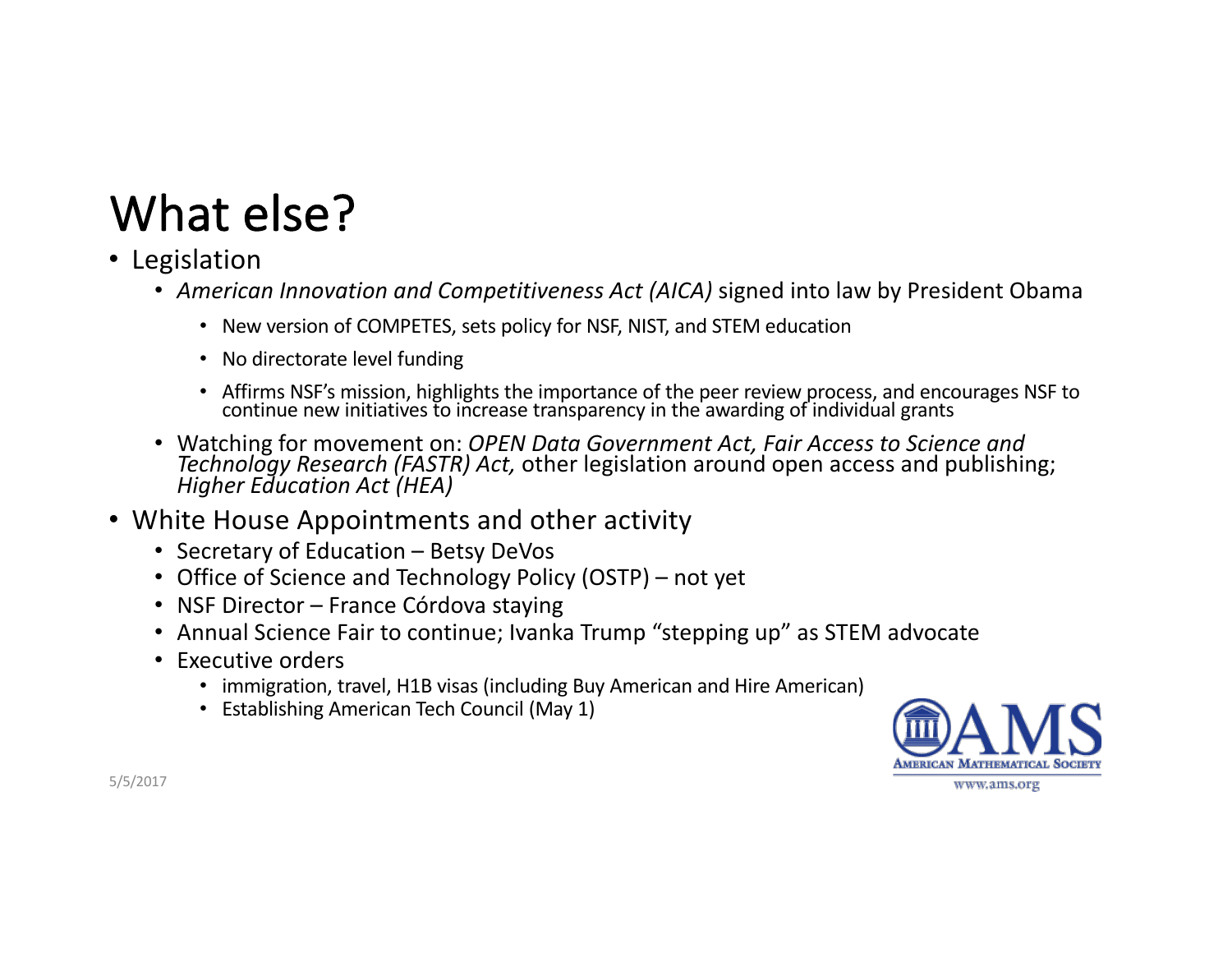# What else?

- Legislation
  - *American Innovation and Competitiveness Act (AICA)* signed into law by President Obama
    - New version of COMPETES, sets policy for NSF, NIST, and STEM education
    - No directorate level funding
    - Affirms NSF's mission, highlights the importance of the peer review process, and encourages NSF to continue new initiatives to increase transparency in the awarding of individual grants
  - Watching for movement on: *OPEN Data Government Act, Fair Access to Science and Technology Research (FASTR) Act,* other legislation around open access and publishing; *Higher Education Act (HEA)*
- White House Appointments and other activity
  - Secretary of Education – Betsy DeVos
  - Office of Science and Technology Policy (OSTP) – not yet
  - NSF Director – France Córdova staying
  - Annual Science Fair to continue; Ivanka Trump "stepping up" as STEM advocate
  - Executive orders
    - immigration, travel, H1B visas (including Buy American and Hire American)
    - Establishing American Tech Council (May 1)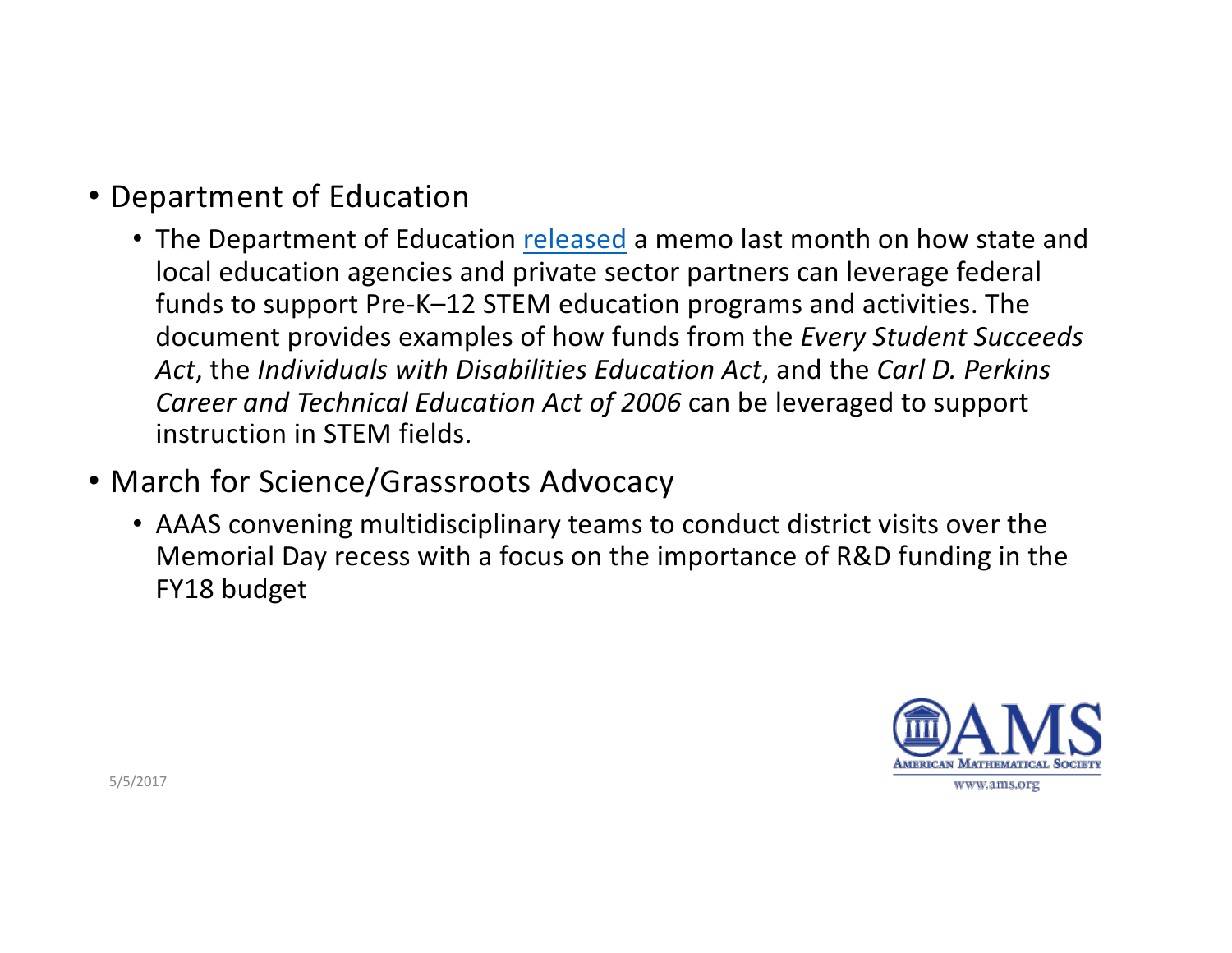- Department of Education
  - The Department of Education released a memo last month on how state and local education agencies and private sector partners can leverage federal funds to support Pre-K–12 STEM education programs and activities. The document provides examples of how funds from the *Every Student Succeeds Act*, the *Individuals with Disabilities Education Act*, and the *Carl D. Perkins Career and Technical Education Act of 2006* can be leveraged to support instruction in STEM fields.
- March for Science/Grassroots Advocacy
  - AAAS convening multidisciplinary teams to conduct district visits over the Memorial Day recess with a focus on the importance of R&D funding in the FY18 budget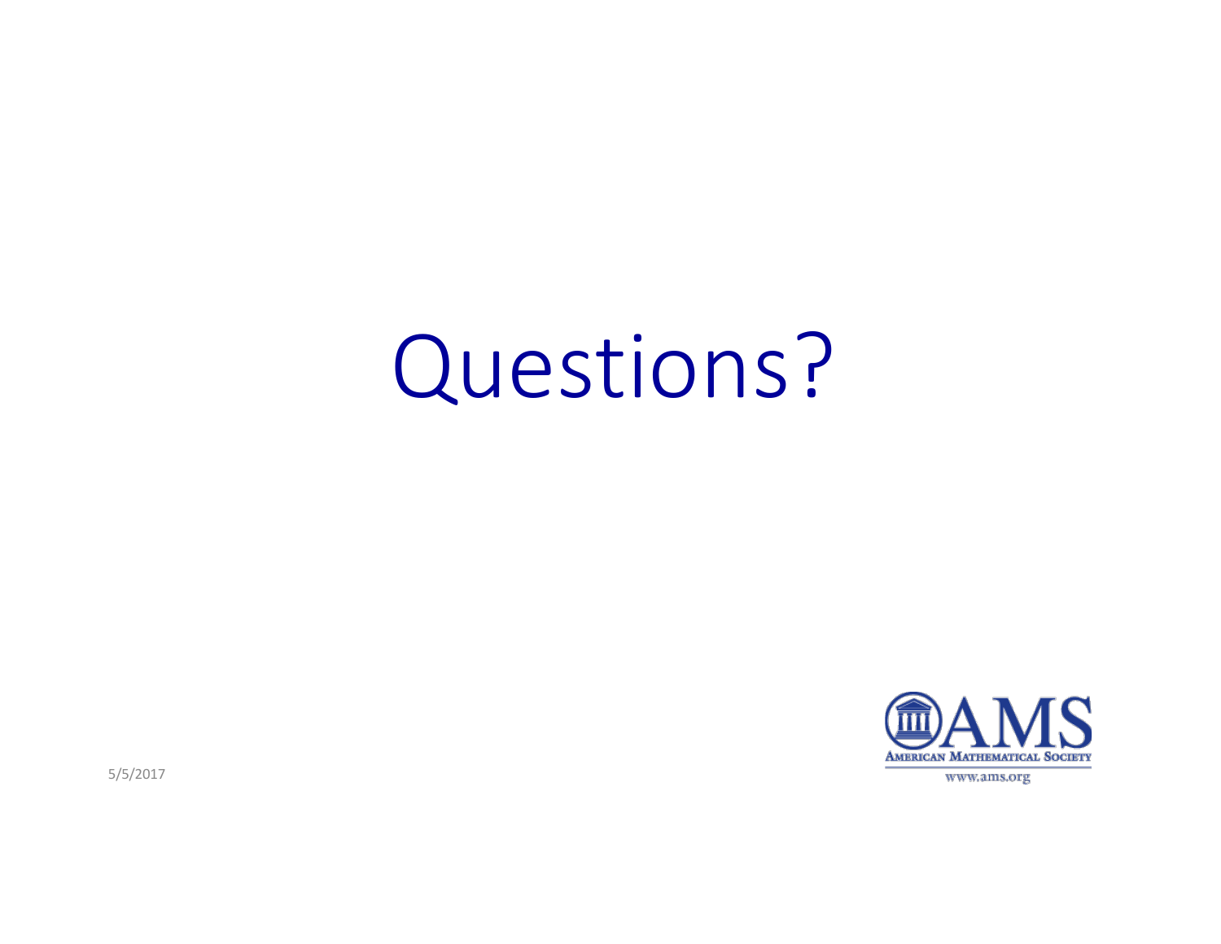# Questions?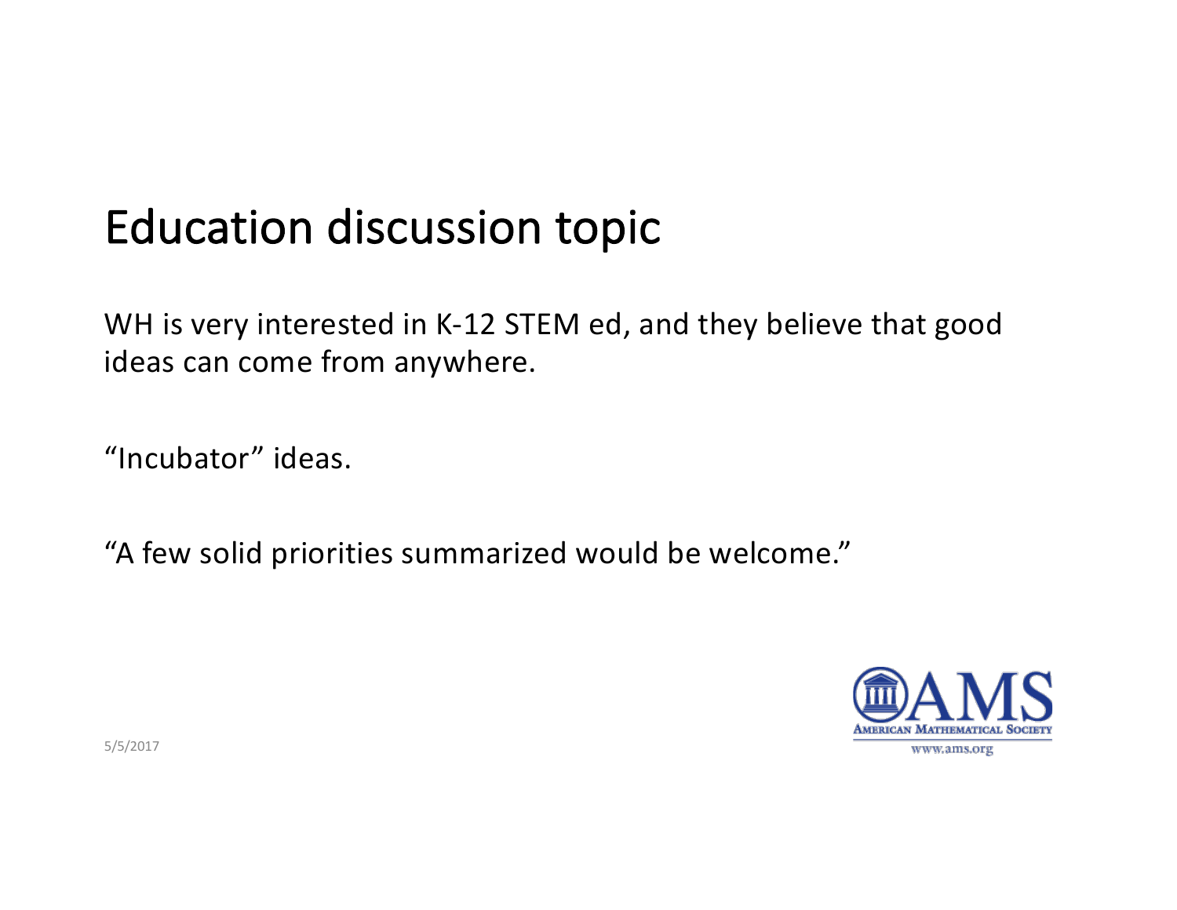# Education discussion topic

WH is very interested in K-12 STEM ed, and they believe that good ideas can come from anywhere.

“Incubator” ideas.

“A few solid priorities summarized would be welcome.”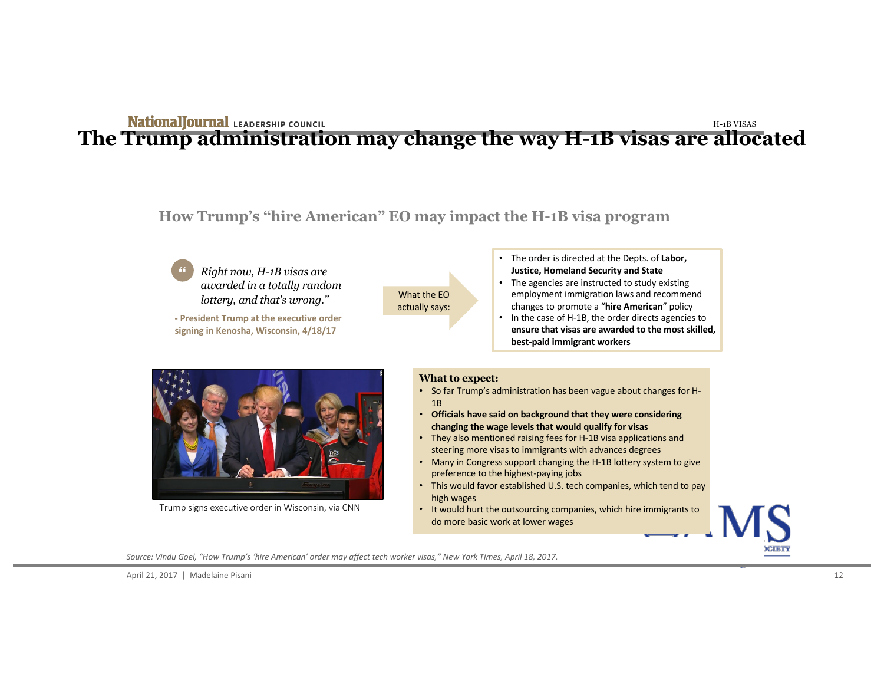# The Trump administration may change the way H-1B visas are allocated

## How Trump's "hire American" EO may impact the H-1B visa program

> *Right now, H-1B visas are awarded in a totally random lottery, and that's wrong."*

**- President Trump at the executive order signing in Kenosha, Wisconsin, 4/18/17**

What the EO actually says:

- The order is directed at the Depts. of **Labor, Justice, Homeland Security and State**
- The agencies are instructed to study existing employment immigration laws and recommend changes to promote a "**hire American**" policy
- In the case of H-1B, the order directs agencies to **ensure that visas are awarded to the most skilled, best-paid immigrant workers**

Trump signs executive order in Wisconsin, via CNN

**What to expect:**

- So far Trump's administration has been vague about changes for H-1B
- **Officials have said on background that they were considering changing the wage levels that would qualify for visas**
- They also mentioned raising fees for H-1B visa applications and steering more visas to immigrants with advances degrees
- Many in Congress support changing the H-1B lottery system to give preference to the highest-paying jobs
- This would favor established U.S. tech companies, which tend to pay high wages
- It would hurt the outsourcing companies, which hire immigrants to do more basic work at lower wages

*Source: Vindu Goel, "How Trump's 'hire American' order may affect tech worker visas," New York Times, April 18, 2017.*

April 21, 2017 | Madelaine Pisani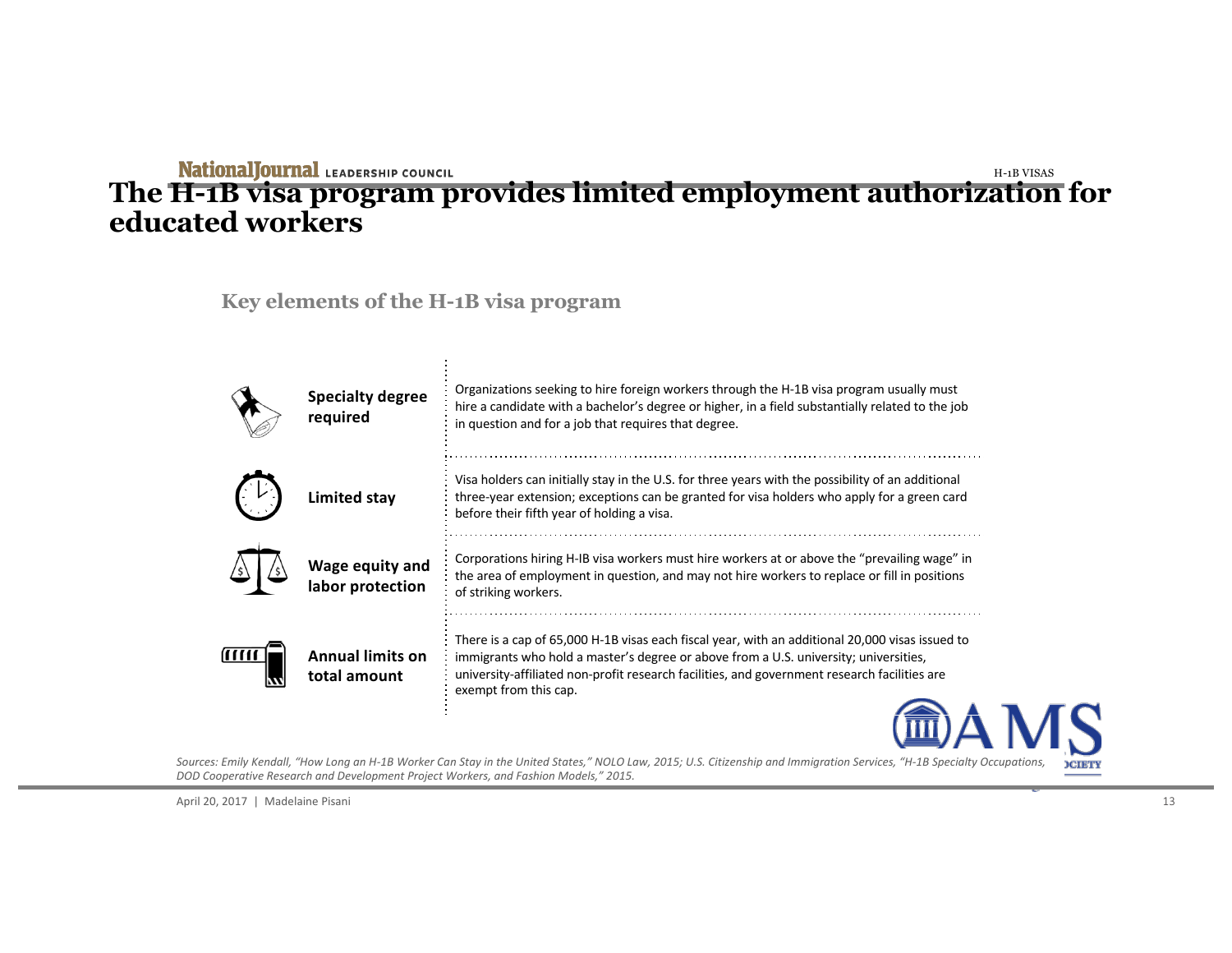# The H-1B visa program provides limited employment authorization for educated workers

## Key elements of the H-1B visa program

| | |
|---|---|
| **Specialty degree required** | Organizations seeking to hire foreign workers through the H-1B visa program usually must hire a candidate with a bachelor's degree or higher, in a field substantially related to the job in question and for a job that requires that degree. |
| **Limited stay** | Visa holders can initially stay in the U.S. for three years with the possibility of an additional three-year extension; exceptions can be granted for visa holders who apply for a green card before their fifth year of holding a visa. |
| **Wage equity and labor protection** | Corporations hiring H-IB visa workers must hire workers at or above the "prevailing wage" in the area of employment in question, and may not hire workers to replace or fill in positions of striking workers. |
| **Annual limits on total amount** | There is a cap of 65,000 H-1B visas each fiscal year, with an additional 20,000 visas issued to immigrants who hold a master's degree or above from a U.S. university; universities, university-affiliated non-profit research facilities, and government research facilities are exempt from this cap. |

*Sources: Emily Kendall, "How Long an H-1B Worker Can Stay in the United States," NOLO Law, 2015; U.S. Citizenship and Immigration Services, "H-1B Specialty Occupations, DOD Cooperative Research and Development Project Workers, and Fashion Models," 2015.*

April 20, 2017 | Madelaine Pisani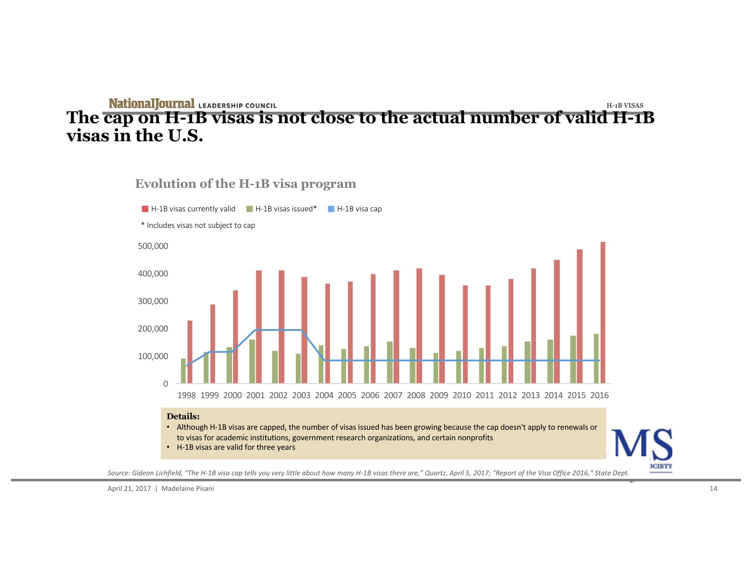# The cap on H-1B visas is not close to the actual number of valid H-1B visas in the U.S.

## Evolution of the H-1B visa program

H-1B visas currently valid | H-1B visas issued* | H-1B visa cap

\* Includes visas not subject to cap

**Details:**

- Although H-1B visas are capped, the number of visas issued has been growing because the cap doesn't apply to renewals or to visas for academic institutions, government research organizations, and certain nonprofits
- H-1B visas are valid for three years

*Source: Gideon Lichfield, "The H-1B visa cap tells you very little about how many H-1B visas there are," Quartz, April 5, 2017; "Report of the Visa Office 2016," State Dept.*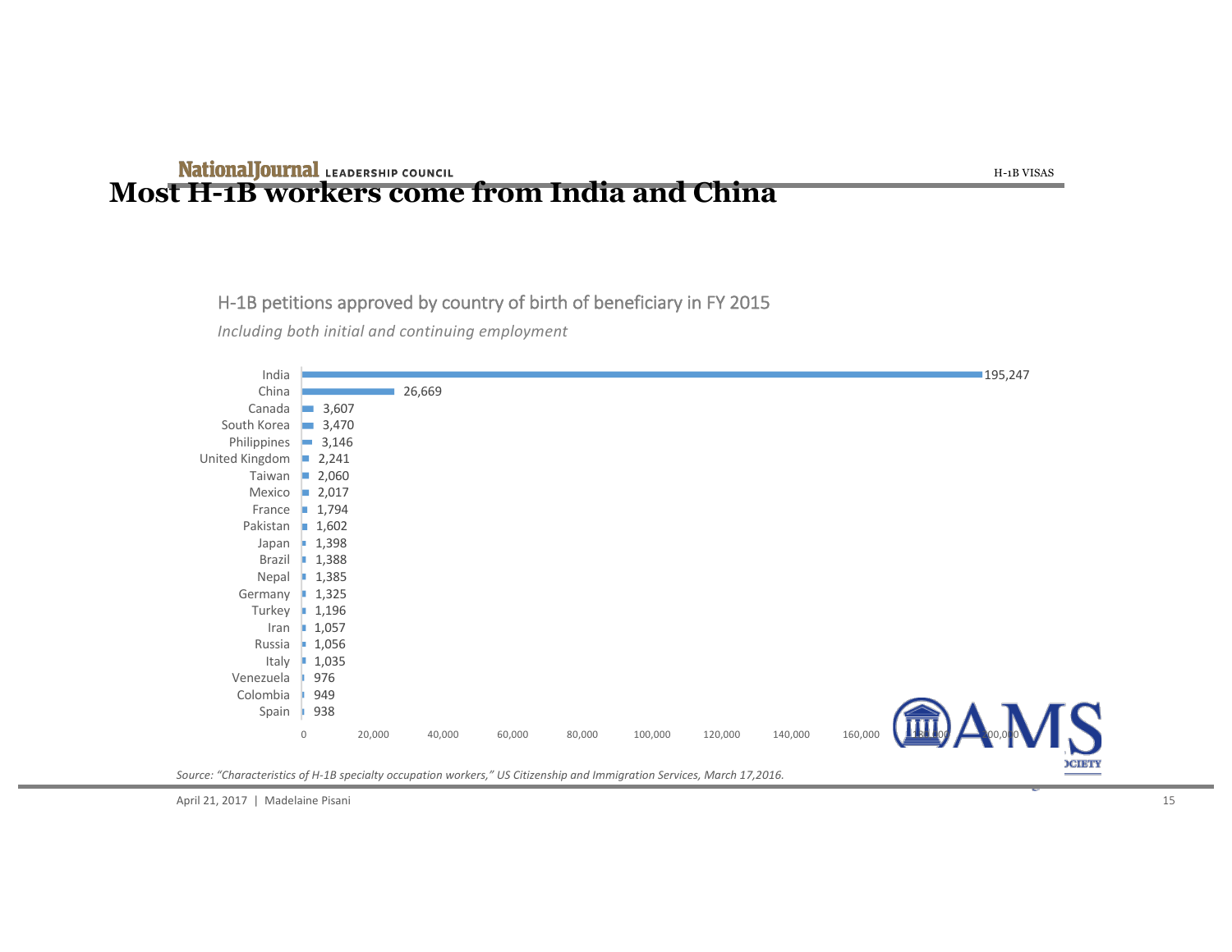# Most H-1B workers come from India and China

H-1B petitions approved by country of birth of beneficiary in FY 2015

*Including both initial and continuing employment*

| Country | Petitions |
|---|---|
| India | 195,247 |
| China | 26,669 |
| Canada | 3,607 |
| South Korea | 3,470 |
| Philippines | 3,146 |
| United Kingdom | 2,241 |
| Taiwan | 2,060 |
| Mexico | 2,017 |
| France | 1,794 |
| Pakistan | 1,602 |
| Japan | 1,398 |
| Brazil | 1,388 |
| Nepal | 1,385 |
| Germany | 1,325 |
| Turkey | 1,196 |
| Iran | 1,057 |
| Russia | 1,056 |
| Italy | 1,035 |
| Venezuela | 976 |
| Colombia | 949 |
| Spain | 938 |

*Source: "Characteristics of H-1B specialty occupation workers," US Citizenship and Immigration Services, March 17,2016.*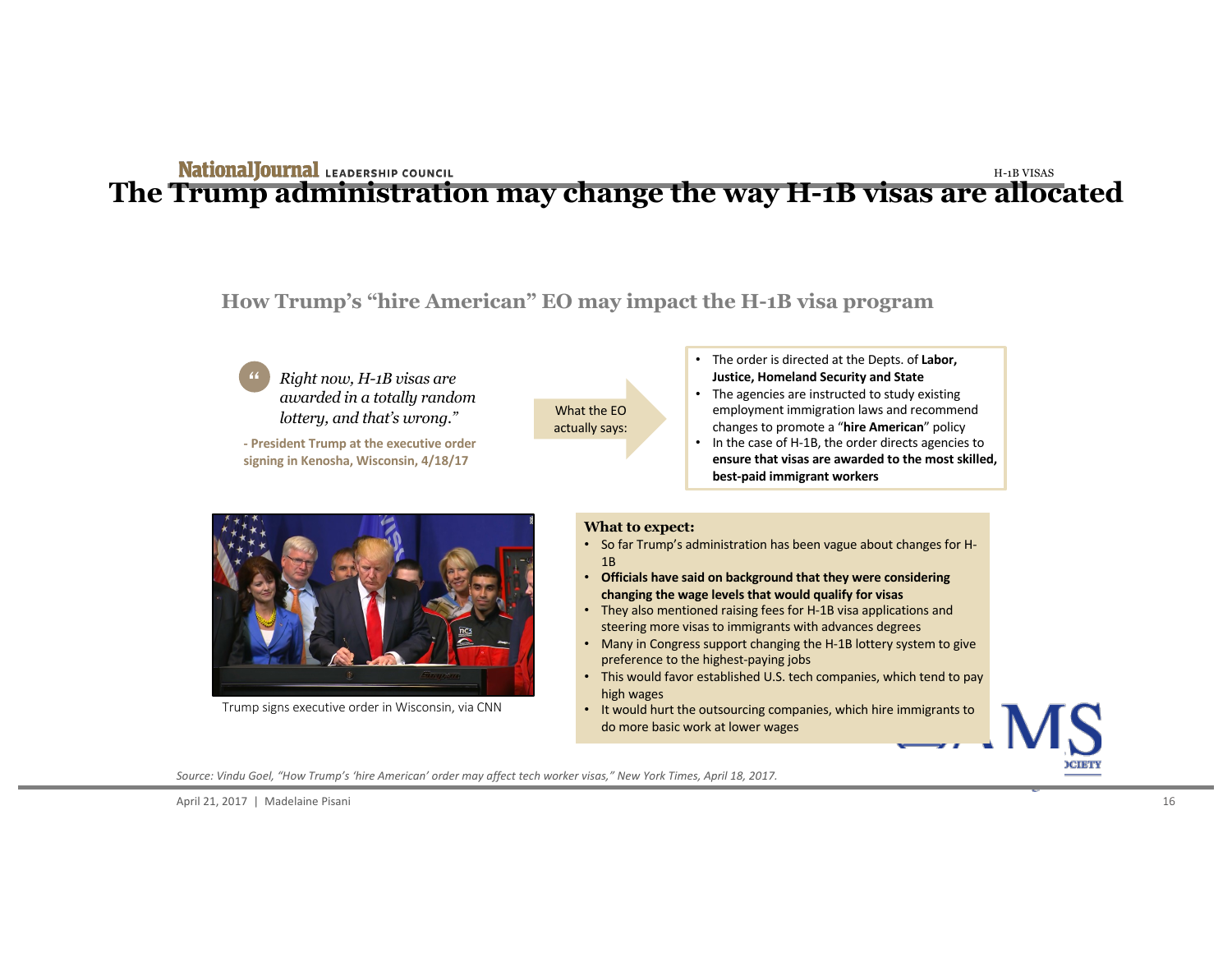# The Trump administration may change the way H-1B visas are allocated

## How Trump's "hire American" EO may impact the H-1B visa program

*Right now, H-1B visas are awarded in a totally random lottery, and that's wrong."*

**- President Trump at the executive order signing in Kenosha, Wisconsin, 4/18/17**

What the EO actually says:

- The order is directed at the Depts. of **Labor, Justice, Homeland Security and State**
- The agencies are instructed to study existing employment immigration laws and recommend changes to promote a "**hire American**" policy
- In the case of H-1B, the order directs agencies to **ensure that visas are awarded to the most skilled, best-paid immigrant workers**

Trump signs executive order in Wisconsin, via CNN

**What to expect:**

- So far Trump's administration has been vague about changes for H-1B
- **Officials have said on background that they were considering changing the wage levels that would qualify for visas**
- They also mentioned raising fees for H-1B visa applications and steering more visas to immigrants with advances degrees
- Many in Congress support changing the H-1B lottery system to give preference to the highest-paying jobs
- This would favor established U.S. tech companies, which tend to pay high wages
- It would hurt the outsourcing companies, which hire immigrants to do more basic work at lower wages

*Source: Vindu Goel, "How Trump's 'hire American' order may affect tech worker visas," New York Times, April 18, 2017.*

April 21, 2017 | Madelaine Pisani